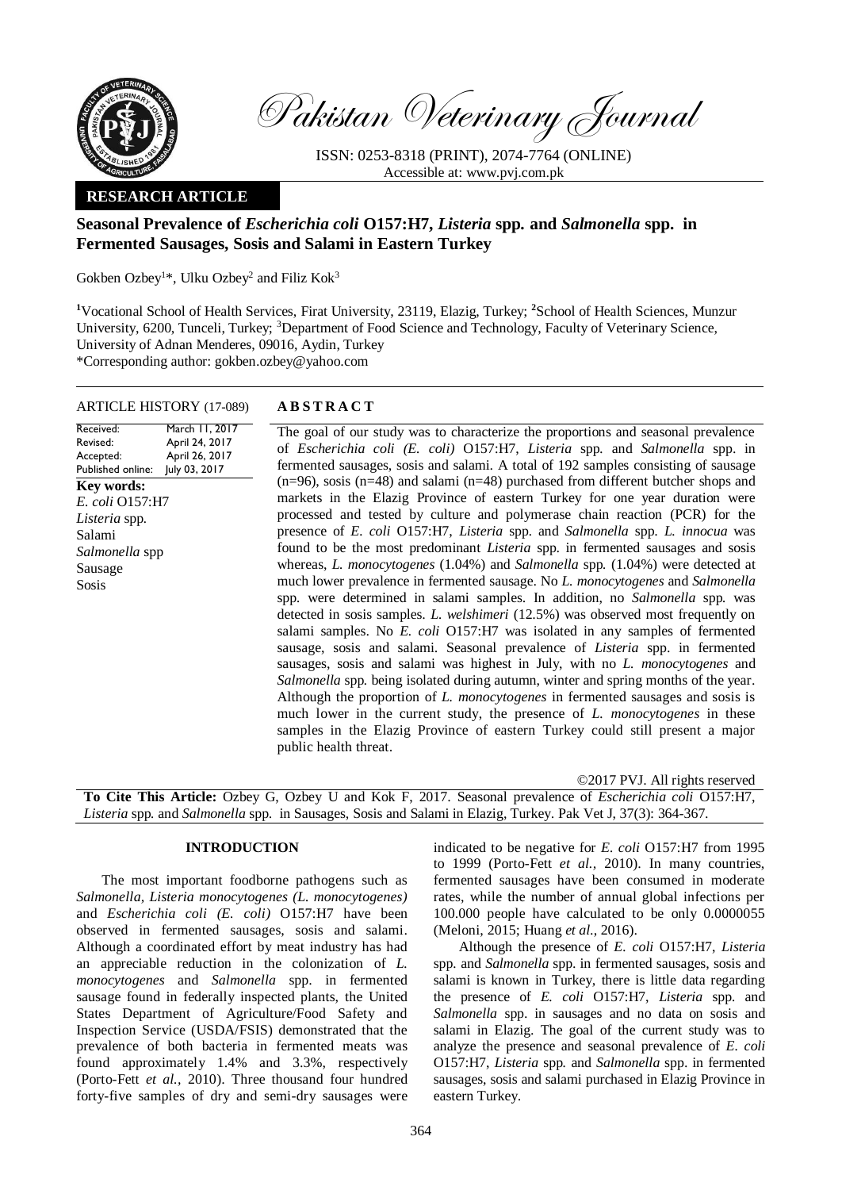Pakistan Veterinary Journal

ISSN: 0253-8318 (PRINT), 2074-7764 (ONLINE)
Accessible at: www.pvj.com.pk

**RESEARCH ARTICLE**

# Seasonal Prevalence of *Escherichia coli* O157:H7, *Listeria* spp. and *Salmonella* spp. in Fermented Sausages, Sosis and Salami in Eastern Turkey

Gokben Ozbey[1]*, Ulku Ozbey[2] and Filiz Kok[3]

[1]Vocational School of Health Services, Firat University, 23119, Elazig, Turkey; [2]School of Health Sciences, Munzur University, 6200, Tunceli, Turkey; [3]Department of Food Science and Technology, Faculty of Veterinary Science, University of Adnan Menderes, 09016, Aydin, Turkey
*Corresponding author: gokben.ozbey@yahoo.com

**ARTICLE HISTORY** (17-089)

| | |
|---|---|
| Received: | March 11, 2017 |
| Revised: | April 24, 2017 |
| Accepted: | April 26, 2017 |
| Published online: | July 03, 2017 |

**Key words:**
*E. coli* O157:H7
*Listeria* spp.
Salami
*Salmonella* spp
Sausage
Sosis

## ABSTRACT

The goal of our study was to characterize the proportions and seasonal prevalence of *Escherichia coli (E. coli)* O157:H7, *Listeria* spp. and *Salmonella* spp. in fermented sausages, sosis and salami. A total of 192 samples consisting of sausage (n=96), sosis (n=48) and salami (n=48) purchased from different butcher shops and markets in the Elazig Province of eastern Turkey for one year duration were processed and tested by culture and polymerase chain reaction (PCR) for the presence of *E. coli* O157:H7, *Listeria* spp. and *Salmonella* spp. *L. innocua* was found to be the most predominant *Listeria* spp. in fermented sausages and sosis whereas, *L. monocytogenes* (1.04%) and *Salmonella* spp. (1.04%) were detected at much lower prevalence in fermented sausage. No *L. monocytogenes* and *Salmonella* spp. were determined in salami samples. In addition, no *Salmonella* spp. was detected in sosis samples. *L. welshimeri* (12.5%) was observed most frequently on salami samples. No *E. coli* O157:H7 was isolated in any samples of fermented sausage, sosis and salami. Seasonal prevalence of *Listeria* spp. in fermented sausages, sosis and salami was highest in July, with no *L. monocytogenes* and *Salmonella* spp. being isolated during autumn, winter and spring months of the year. Although the proportion of *L. monocytogenes* in fermented sausages and sosis is much lower in the current study, the presence of *L. monocytogenes* in these samples in the Elazig Province of eastern Turkey could still present a major public health threat.

©2017 PVJ. All rights reserved

**To Cite This Article:** Ozbey G, Ozbey U and Kok F, 2017. Seasonal prevalence of *Escherichia coli* O157:H7, *Listeria* spp. and *Salmonella* spp. in Sausages, Sosis and Salami in Elazig, Turkey. Pak Vet J, 37(3): 364-367.

## INTRODUCTION

The most important foodborne pathogens such as *Salmonella*, *Listeria monocytogenes (L. monocytogenes)* and *Escherichia coli (E. coli)* O157:H7 have been observed in fermented sausages, sosis and salami. Although a coordinated effort by meat industry has had an appreciable reduction in the colonization of *L. monocytogenes* and *Salmonella* spp. in fermented sausage found in federally inspected plants, the United States Department of Agriculture/Food Safety and Inspection Service (USDA/FSIS) demonstrated that the prevalence of both bacteria in fermented meats was found approximately 1.4% and 3.3%, respectively (Porto-Fett *et al.,* 2010). Three thousand four hundred forty-five samples of dry and semi-dry sausages were indicated to be negative for *E. coli* O157:H7 from 1995 to 1999 (Porto-Fett *et al.,* 2010). In many countries, fermented sausages have been consumed in moderate rates, while the number of annual global infections per 100.000 people have calculated to be only 0.0000055 (Meloni, 2015; Huang *et al.*, 2016).

Although the presence of *E. coli* O157:H7, *Listeria* spp. and *Salmonella* spp. in fermented sausages, sosis and salami is known in Turkey, there is little data regarding the presence of *E. coli* O157:H7, *Listeria* spp. and *Salmonella* spp. in sausages and no data on sosis and salami in Elazig. The goal of the current study was to analyze the presence and seasonal prevalence of *E. coli* O157:H7, *Listeria* spp. and *Salmonella* spp. in fermented sausages, sosis and salami purchased in Elazig Province in eastern Turkey.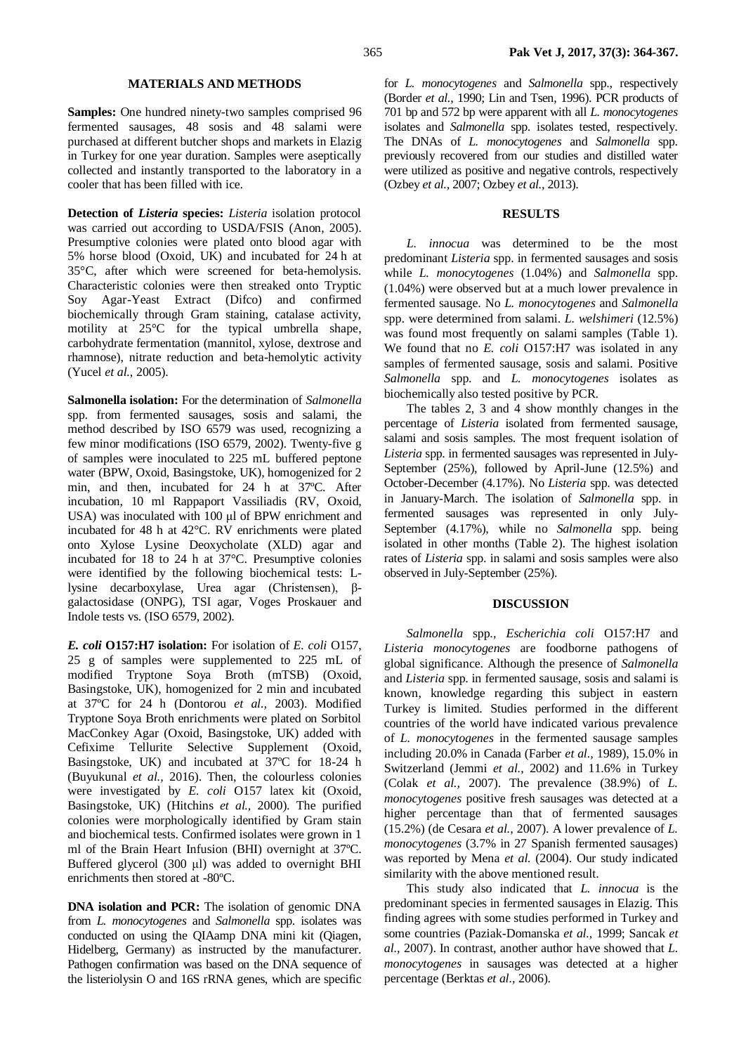## MATERIALS AND METHODS

**Samples:** One hundred ninety-two samples comprised 96 fermented sausages, 48 sosis and 48 salami were purchased at different butcher shops and markets in Elazig in Turkey for one year duration. Samples were aseptically collected and instantly transported to the laboratory in a cooler that has been filled with ice.

**Detection of *Listeria* species:** *Listeria* isolation protocol was carried out according to USDA/FSIS (Anon, 2005). Presumptive colonies were plated onto blood agar with 5% horse blood (Oxoid, UK) and incubated for 24 h at 35°C, after which were screened for beta-hemolysis. Characteristic colonies were then streaked onto Tryptic Soy Agar-Yeast Extract (Difco) and confirmed biochemically through Gram staining, catalase activity, motility at 25°C for the typical umbrella shape, carbohydrate fermentation (mannitol, xylose, dextrose and rhamnose), nitrate reduction and beta-hemolytic activity (Yucel *et al.,* 2005).

**Salmonella isolation:** For the determination of *Salmonella* spp. from fermented sausages, sosis and salami, the method described by ISO 6579 was used, recognizing a few minor modifications (ISO 6579, 2002). Twenty-five g of samples were inoculated to 225 mL buffered peptone water (BPW, Oxoid, Basingstoke, UK), homogenized for 2 min, and then, incubated for 24 h at 37ºC. After incubation, 10 ml Rappaport Vassiliadis (RV, Oxoid, USA) was inoculated with 100 µl of BPW enrichment and incubated for 48 h at 42°C. RV enrichments were plated onto Xylose Lysine Deoxycholate (XLD) agar and incubated for 18 to 24 h at 37°C. Presumptive colonies were identified by the following biochemical tests: L-lysine decarboxylase, Urea agar (Christensen), β-galactosidase (ONPG), TSI agar, Voges Proskauer and Indole tests vs. (ISO 6579, 2002).

***E. coli* O157:H7 isolation:** For isolation of *E. coli* O157, 25 g of samples were supplemented to 225 mL of modified Tryptone Soya Broth (mTSB) (Oxoid, Basingstoke, UK), homogenized for 2 min and incubated at 37ºC for 24 h (Dontorou *et al.,* 2003). Modified Tryptone Soya Broth enrichments were plated on Sorbitol MacConkey Agar (Oxoid, Basingstoke, UK) added with Cefixime Tellurite Selective Supplement (Oxoid, Basingstoke, UK) and incubated at 37ºC for 18-24 h (Buyukunal *et al.,* 2016). Then, the colourless colonies were investigated by *E. coli* O157 latex kit (Oxoid, Basingstoke, UK) (Hitchins *et al.,* 2000). The purified colonies were morphologically identified by Gram stain and biochemical tests. Confirmed isolates were grown in 1 ml of the Brain Heart Infusion (BHI) overnight at 37ºC. Buffered glycerol (300 µl) was added to overnight BHI enrichments then stored at -80ºC.

**DNA isolation and PCR:** The isolation of genomic DNA from *L. monocytogenes* and *Salmonella* spp. isolates was conducted on using the QIAmp DNA mini kit (Qiagen, Hidelberg, Germany) as instructed by the manufacturer. Pathogen confirmation was based on the DNA sequence of the listeriolysin O and 16S rRNA genes, which are specific for *L. monocytogenes* and *Salmonella* spp., respectively (Border *et al.,* 1990; Lin and Tsen, 1996). PCR products of 701 bp and 572 bp were apparent with all *L. monocytogenes* isolates and *Salmonella* spp. isolates tested, respectively. The DNAs of *L. monocytogenes* and *Salmonella* spp. previously recovered from our studies and distilled water were utilized as positive and negative controls, respectively (Ozbey *et al.,* 2007; Ozbey *et al.,* 2013).

## RESULTS

*L. innocua* was determined to be the most predominant *Listeria* spp. in fermented sausages and sosis while *L. monocytogenes* (1.04%) and *Salmonella* spp. (1.04%) were observed but at a much lower prevalence in fermented sausage. No *L. monocytogenes* and *Salmonella* spp. were determined from salami. *L. welshimeri* (12.5%) was found most frequently on salami samples (Table 1). We found that no *E. coli* O157:H7 was isolated in any samples of fermented sausage, sosis and salami. Positive *Salmonella* spp. and *L. monocytogenes* isolates as biochemically also tested positive by PCR.

The tables 2, 3 and 4 show monthly changes in the percentage of *Listeria* isolated from fermented sausage, salami and sosis samples. The most frequent isolation of *Listeria* spp. in fermented sausages was represented in July-September (25%), followed by April-June (12.5%) and October-December (4.17%). No *Listeria* spp. was detected in January-March. The isolation of *Salmonella* spp. in fermented sausages was represented in only July-September (4.17%), while no *Salmonella* spp. being isolated in other months (Table 2). The highest isolation rates of *Listeria* spp. in salami and sosis samples were also observed in July-September (25%).

## DISCUSSION

*Salmonella* spp., *Escherichia coli* O157:H7 and *Listeria monocytogenes* are foodborne pathogens of global significance. Although the presence of *Salmonella* and *Listeria* spp. in fermented sausage, sosis and salami is known, knowledge regarding this subject in eastern Turkey is limited. Studies performed in the different countries of the world have indicated various prevalence of *L. monocytogenes* in the fermented sausage samples including 20.0% in Canada (Farber *et al.,* 1989), 15.0% in Switzerland (Jemmi *et al.,* 2002) and 11.6% in Turkey (Colak *et al.,* 2007). The prevalence (38.9%) of *L. monocytogenes* positive fresh sausages was detected at a higher percentage than that of fermented sausages (15.2%) (de Cesara *et al.,* 2007). A lower prevalence of *L. monocytogenes* (3.7% in 27 Spanish fermented sausages) was reported by Mena *et al.* (2004). Our study indicated similarity with the above mentioned result.

This study also indicated that *L. innocua* is the predominant species in fermented sausages in Elazig. This finding agrees with some studies performed in Turkey and some countries (Paziak-Domanska *et al.,* 1999; Sancak *et al.,* 2007). In contrast, another author have showed that *L. monocytogenes* in sausages was detected at a higher percentage (Berktas *et al.,* 2006).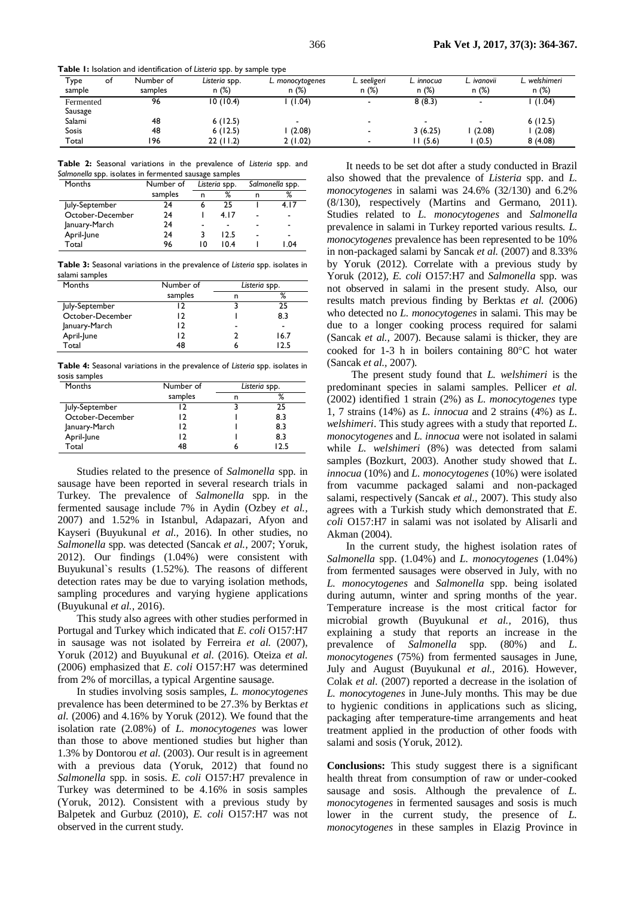**Table 1:** Isolation and identification of *Listeria* spp. by sample type

| Type of sample | Number of samples | *Listeria* spp. n (%) | *L. monocytogenes* n (%) | *L. seeligeri* n (%) | *L. innocua* n (%) | *L. ivanovii* n (%) | *L. welshimeri* n (%) |
|---|---|---|---|---|---|---|---|
| Fermented Sausage | 96 | 10 (10.4) | 1 (1.04) | - | 8 (8.3) | - | 1 (1.04) |
| Salami | 48 | 6 (12.5) | - | - | - | - | 6 (12.5) |
| Sosis | 48 | 6 (12.5) | 1 (2.08) | - | 3 (6.25) | 1 (2.08) | 1 (2.08) |
| Total | 196 | 22 (11.2) | 2 (1.02) | - | 11 (5.6) | 1 (0.5) | 8 (4.08) |

**Table 2:** Seasonal variations in the prevalence of *Listeria* spp. and *Salmonella* spp. isolates in fermented sausage samples

| Months | Number of samples | *Listeria* spp. | | *Salmonella* spp. | |
|---|---|---|---|---|---|
| | | n | % | n | % |
| July-September | 24 | 6 | 25 | 1 | 4.17 |
| October-December | 24 | 1 | 4.17 | - | - |
| January-March | 24 | - | - | - | - |
| April-June | 24 | 3 | 12.5 | - | - |
| Total | 96 | 10 | 10.4 | 1 | 1.04 |

**Table 3:** Seasonal variations in the prevalence of *Listeria* spp. isolates in salami samples

| Months | Number of samples | *Listeria* spp. | |
|---|---|---|---|
| | | n | % |
| July-September | 12 | 3 | 25 |
| October-December | 12 | 1 | 8.3 |
| January-March | 12 | - | - |
| April-June | 12 | 2 | 16.7 |
| Total | 48 | 6 | 12.5 |

**Table 4:** Seasonal variations in the prevalence of *Listeria* spp. isolates in sosis samples

| Months | Number of samples | *Listeria* spp. | |
|---|---|---|---|
| | | n | % |
| July-September | 12 | 3 | 25 |
| October-December | 12 | 1 | 8.3 |
| January-March | 12 | 1 | 8.3 |
| April-June | 12 | 1 | 8.3 |
| Total | 48 | 6 | 12.5 |

Studies related to the presence of *Salmonella* spp. in sausage have been reported in several research trials in Turkey. The prevalence of *Salmonella* spp. in the fermented sausage include 7% in Aydin (Ozbey *et al.,* 2007) and 1.52% in Istanbul, Adapazari, Afyon and Kayseri (Buyukunal *et al.,* 2016). In other studies, no *Salmonella* spp. was detected (Sancak *et al.,* 2007; Yoruk, 2012). Our findings (1.04%) were consistent with Buyukunal`s results (1.52%). The reasons of different detection rates may be due to varying isolation methods, sampling procedures and varying hygiene applications (Buyukunal *et al.,* 2016).

This study also agrees with other studies performed in Portugal and Turkey which indicated that *E. coli* O157:H7 in sausage was not isolated by Ferreira *et al.* (2007), Yoruk (2012) and Buyukunal *et al.* (2016). Oteiza *et al.* (2006) emphasized that *E. coli* O157:H7 was determined from 2% of morcillas, a typical Argentine sausage.

In studies involving sosis samples, *L. monocytogenes* prevalence has been determined to be 27.3% by Berktas *et al.* (2006) and 4.16% by Yoruk (2012). We found that the isolation rate (2.08%) of *L. monocytogenes* was lower than those to above mentioned studies but higher than 1.3% by Dontorou *et al.* (2003). Our result is in agreement with a previous data (Yoruk, 2012) that found no *Salmonella* spp. in sosis. *E. coli* O157:H7 prevalence in Turkey was determined to be 4.16% in sosis samples (Yoruk, 2012). Consistent with a previous study by Balpetek and Gurbuz (2010), *E. coli* O157:H7 was not observed in the current study.

It needs to be set dot after a study conducted in Brazil also showed that the prevalence of *Listeria* spp. and *L. monocytogenes* in salami was 24.6% (32/130) and 6.2% (8/130), respectively (Martins and Germano, 2011). Studies related to *L. monocytogenes* and *Salmonella* prevalence in salami in Turkey reported various results. *L. monocytogenes* prevalence has been represented to be 10% in non-packaged salami by Sancak *et al.* (2007) and 8.33% by Yoruk (2012). Correlate with a previous study by Yoruk (2012), *E. coli* O157:H7 and *Salmonella* spp. was not observed in salami in the present study. Also, our results match previous finding by Berktas *et al.* (2006) who detected no *L. monocytogenes* in salami. This may be due to a longer cooking process required for salami (Sancak *et al.,* 2007). Because salami is thicker, they are cooked for 1-3 h in boilers containing 80°C hot water (Sancak *et al.,* 2007).

The present study found that *L. welshimeri* is the predominant species in salami samples. Pellicer *et al.* (2002) identified 1 strain (2%) as *L. monocytogenes* type 1, 7 strains (14%) as *L. innocua* and 2 strains (4%) as *L. welshimeri*. This study agrees with a study that reported *L. monocytogenes* and *L. innocua* were not isolated in salami while *L. welshimeri* (8%) was detected from salami samples (Bozkurt, 2003). Another study showed that *L. innocua* (10%) and *L. monocytogenes* (10%) were isolated from vacumme packaged salami and non-packaged salami, respectively (Sancak *et al.,* 2007). This study also agrees with a Turkish study which demonstrated that *E. coli* O157:H7 in salami was not isolated by Alisarli and Akman (2004).

In the current study, the highest isolation rates of *Salmonella* spp. (1.04%) and *L. monocytogenes* (1.04%) from fermented sausages were observed in July, with no *L. monocytogenes* and *Salmonella* spp. being isolated during autumn, winter and spring months of the year. Temperature increase is the most critical factor for microbial growth (Buyukunal *et al.,* 2016), thus explaining a study that reports an increase in the prevalence of *Salmonella* spp. (80%) and *L. monocytogenes* (75%) from fermented sausages in June, July and August (Buyukunal *et al.,* 2016). However, Colak *et al.* (2007) reported a decrease in the isolation of *L. monocytogenes* in June-July months. This may be due to hygienic conditions in applications such as slicing, packaging after temperature-time arrangements and heat treatment applied in the production of other foods with salami and sosis (Yoruk, 2012).

**Conclusions:** This study suggest there is a significant health threat from consumption of raw or under-cooked sausage and sosis. Although the prevalence of *L. monocytogenes* in fermented sausages and sosis is much lower in the current study, the presence of *L. monocytogenes* in these samples in Elazig Province in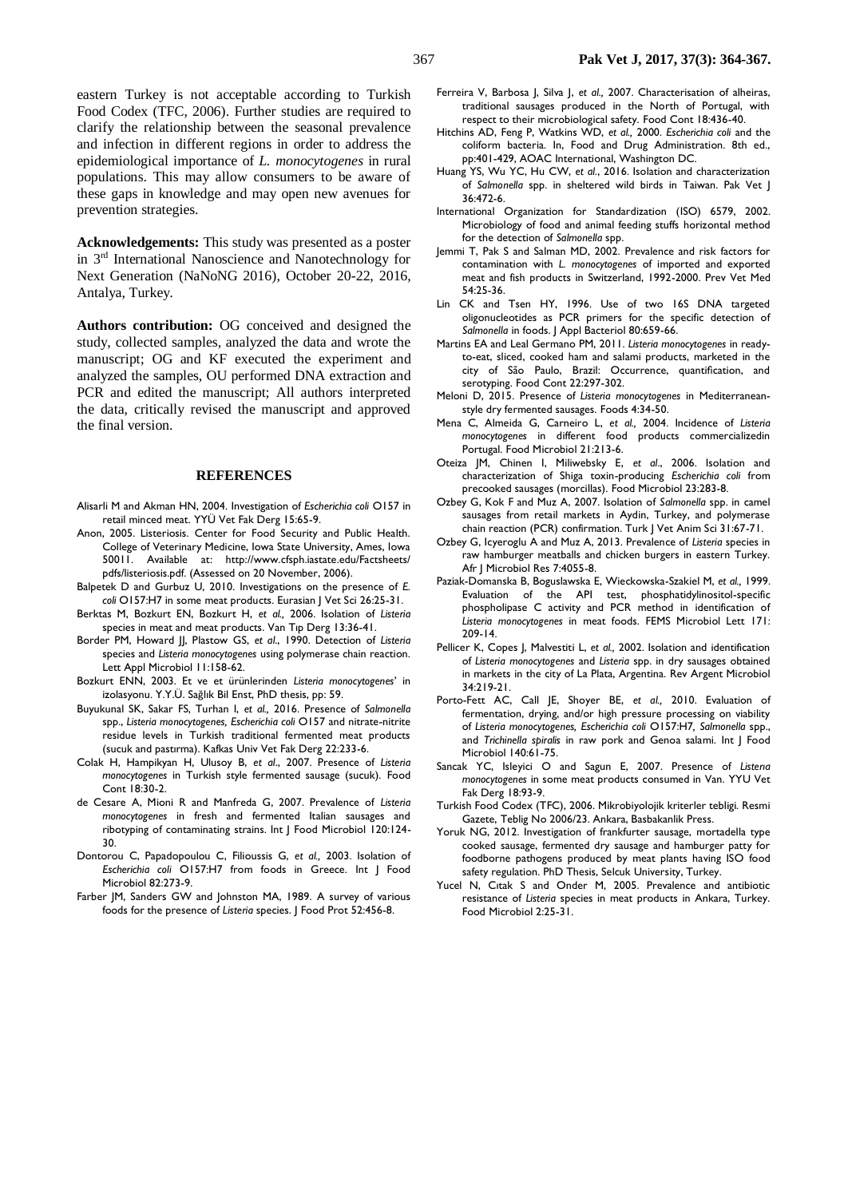eastern Turkey is not acceptable according to Turkish Food Codex (TFC, 2006). Further studies are required to clarify the relationship between the seasonal prevalence and infection in different regions in order to address the epidemiological importance of *L. monocytogenes* in rural populations. This may allow consumers to be aware of these gaps in knowledge and may open new avenues for prevention strategies.

**Acknowledgements:** This study was presented as a poster in 3rd International Nanoscience and Nanotechnology for Next Generation (NaNoNG 2016), October 20-22, 2016, Antalya, Turkey.

**Authors contribution:** OG conceived and designed the study, collected samples, analyzed the data and wrote the manuscript; OG and KF executed the experiment and analyzed the samples, OU performed DNA extraction and PCR and edited the manuscript; All authors interpreted the data, critically revised the manuscript and approved the final version.

## REFERENCES

Alisarli M and Akman HN, 2004. Investigation of *Escherichia coli* O157 in retail minced meat. YYÜ Vet Fak Derg 15:65-9.

Anon, 2005. Listeriosis. Center for Food Security and Public Health. College of Veterinary Medicine, Iowa State University, Ames, Iowa 50011. Available at: http://www.cfsph.iastate.edu/Factsheets/pdfs/listeriosis.pdf. (Assessed on 20 November, 2006).

Balpetek D and Gurbuz U, 2010. Investigations on the presence of *E. coli* O157:H7 in some meat products. Eurasian J Vet Sci 26:25-31.

Berktas M, Bozkurt EN, Bozkurt H, *et al.,* 2006. Isolation of *Listeria* species in meat and meat products. Van Tıp Derg 13:36-41.

Border PM, Howard JJ, Plastow GS, *et al*., 1990. Detection of *Listeria* species and *Listeria monocytogenes* using polymerase chain reaction. Lett Appl Microbiol 11:158-62.

Bozkurt ENN, 2003. Et ve et ürünlerinden *Listeria monocytogenes*' in izolasyonu. Y.Y.Ü. Sağlık Bil Enst, PhD thesis, pp: 59.

Buyukunal SK, Sakar FS, Turhan I, *et al.,* 2016. Presence of *Salmonella* spp., *Listeria monocytogenes, Escherichia coli* O157 and nitrate-nitrite residue levels in Turkish traditional fermented meat products (sucuk and pastırma). Kafkas Univ Vet Fak Derg 22:233-6.

Colak H, Hampikyan H, Ulusoy B, *et al*., 2007. Presence of *Listeria monocytogenes* in Turkish style fermented sausage (sucuk). Food Cont 18:30-2.

de Cesare A, Mioni R and Manfreda G, 2007. Prevalence of *Listeria monocytogenes* in fresh and fermented Italian sausages and ribotyping of contaminating strains. Int J Food Microbiol 120:124-30.

Dontorou C, Papadopoulou C, Filioussis G, *et al.,* 2003. Isolation of *Escherichia coli* O157:H7 from foods in Greece. Int J Food Microbiol 82:273-9.

Farber JM, Sanders GW and Johnston MA, 1989. A survey of various foods for the presence of *Listeria* species. J Food Prot 52:456-8.

Ferreira V, Barbosa J, Silva J, *et al.,* 2007. Characterisation of alheiras, traditional sausages produced in the North of Portugal, with respect to their microbiological safety. Food Cont 18:436-40.

Hitchins AD, Feng P, Watkins WD, *et al.,* 2000. *Escherichia coli* and the coliform bacteria. In, Food and Drug Administration. 8th ed., pp:401-429, AOAC International, Washington DC.

Huang YS, Wu YC, Hu CW, *et al.*, 2016. Isolation and characterization of *Salmonella* spp. in sheltered wild birds in Taiwan. Pak Vet J 36:472-6.

International Organization for Standardization (ISO) 6579, 2002. Microbiology of food and animal feeding stuffs horizontal method for the detection of *Salmonella* spp.

Jemmi T, Pak S and Salman MD, 2002. Prevalence and risk factors for contamination with *L. monocytogenes* of imported and exported meat and fish products in Switzerland, 1992-2000. Prev Vet Med 54:25-36.

Lin CK and Tsen HY, 1996. Use of two 16S DNA targeted oligonucleotides as PCR primers for the specific detection of *Salmonella* in foods. J Appl Bacteriol 80:659-66.

Martins EA and Leal Germano PM, 2011. *Listeria monocytogenes* in ready-to-eat, sliced, cooked ham and salami products, marketed in the city of São Paulo, Brazil: Occurrence, quantification, and serotyping. Food Cont 22:297-302.

Meloni D, 2015. Presence of *Listeria monocytogenes* in Mediterranean-style dry fermented sausages. Foods 4:34-50.

Mena C, Almeida G, Carneiro L, *et al.,* 2004. Incidence of *Listeria monocytogenes* in different food products commercializedin Portugal. Food Microbiol 21:213-6.

Oteiza JM, Chinen I, Miliwebsky E, *et al*., 2006. Isolation and characterization of Shiga toxin-producing *Escherichia coli* from precooked sausages (morcillas). Food Microbiol 23:283-8.

Ozbey G, Kok F and Muz A, 2007. Isolation of *Salmonella* spp. in camel sausages from retail markets in Aydin, Turkey, and polymerase chain reaction (PCR) confirmation. Turk J Vet Anim Sci 31:67-71.

Ozbey G, Icyeroglu A and Muz A, 2013. Prevalence of *Listeria* species in raw hamburger meatballs and chicken burgers in eastern Turkey. Afr J Microbiol Res 7:4055-8.

Paziak-Domanska B, Boguslawska E, Wieckowska-Szakiel M, *et al.,* 1999. Evaluation of the API test, phosphatidylinositol-specific phospholipase C activity and PCR method in identification of *Listeria monocytogenes* in meat foods. FEMS Microbiol Lett 171: 209-14.

Pellicer K, Copes J, Malvestiti L, *et al.,* 2002. Isolation and identification of *Listeria monocytogenes* and *Listeria* spp. in dry sausages obtained in markets in the city of La Plata, Argentina. Rev Argent Microbiol 34:219-21.

Porto-Fett AC, Call JE, Shoyer BE, *et al.,* 2010. Evaluation of fermentation, drying, and/or high pressure processing on viability of *Listeria monocytogenes, Escherichia coli* O157:H7, *Salmonella* spp., and *Trichinella spiralis* in raw pork and Genoa salami. Int J Food Microbiol 140:61-75.

Sancak YC, Isleyici O and Sagun E, 2007. Presence of *Listeria monocytogenes* in some meat products consumed in Van. YYU Vet Fak Derg 18:93-9.

Turkish Food Codex (TFC), 2006. Mikrobiyolojik kriterler tebligi. Resmi Gazete, Teblig No 2006/23. Ankara, Basbakanlik Press.

Yoruk NG, 2012. Investigation of frankfurter sausage, mortadella type cooked sausage, fermented dry sausage and hamburger patty for foodborne pathogens produced by meat plants having ISO food safety regulation. PhD Thesis, Selcuk University, Turkey.

Yucel N, Cıtak S and Onder M, 2005. Prevalence and antibiotic resistance of *Listeria* species in meat products in Ankara, Turkey. Food Microbiol 2:25-31.